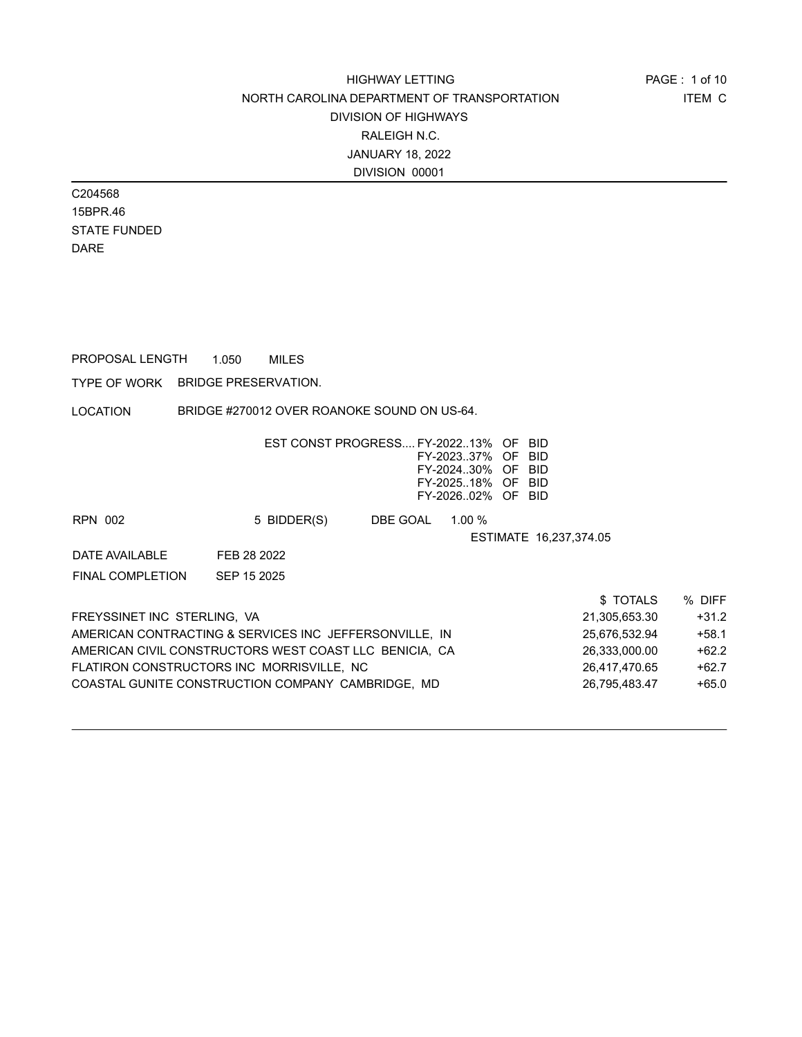# HIGHWAY LETTING

NORTH CAROLINA DEPARTMENT OF TRANSPORTATION

DIVISION OF HIGHWAYS

RALEIGH N.C.

JANUARY 18, 2022

DIVISION 00001

ITEM C

C204568
15BPR.46
STATE FUNDED
DARE

PROPOSAL LENGTH 1.050 MILES

TYPE OF WORK BRIDGE PRESERVATION.

LOCATION BRIDGE #270012 OVER ROANOKE SOUND ON US-64.

EST CONST PROGRESS.... FY-2022..13% OF BID
FY-2023..37% OF BID
FY-2024..30% OF BID
FY-2025..18% OF BID
FY-2026..02% OF BID

RPN 002 5 BIDDER(S) DBE GOAL 1.00 %

ESTIMATE 16,237,374.05

DATE AVAILABLE FEB 28 2022

FINAL COMPLETION SEP 15 2025

| | $ TOTALS | % DIFF |
|---|---|---|
| FREYSSINET INC STERLING, VA | 21,305,653.30 | +31.2 |
| AMERICAN CONTRACTING & SERVICES INC JEFFERSONVILLE, IN | 25,676,532.94 | +58.1 |
| AMERICAN CIVIL CONSTRUCTORS WEST COAST LLC BENICIA, CA | 26,333,000.00 | +62.2 |
| FLATIRON CONSTRUCTORS INC MORRISVILLE, NC | 26,417,470.65 | +62.7 |
| COASTAL GUNITE CONSTRUCTION COMPANY CAMBRIDGE, MD | 26,795,483.47 | +65.0 |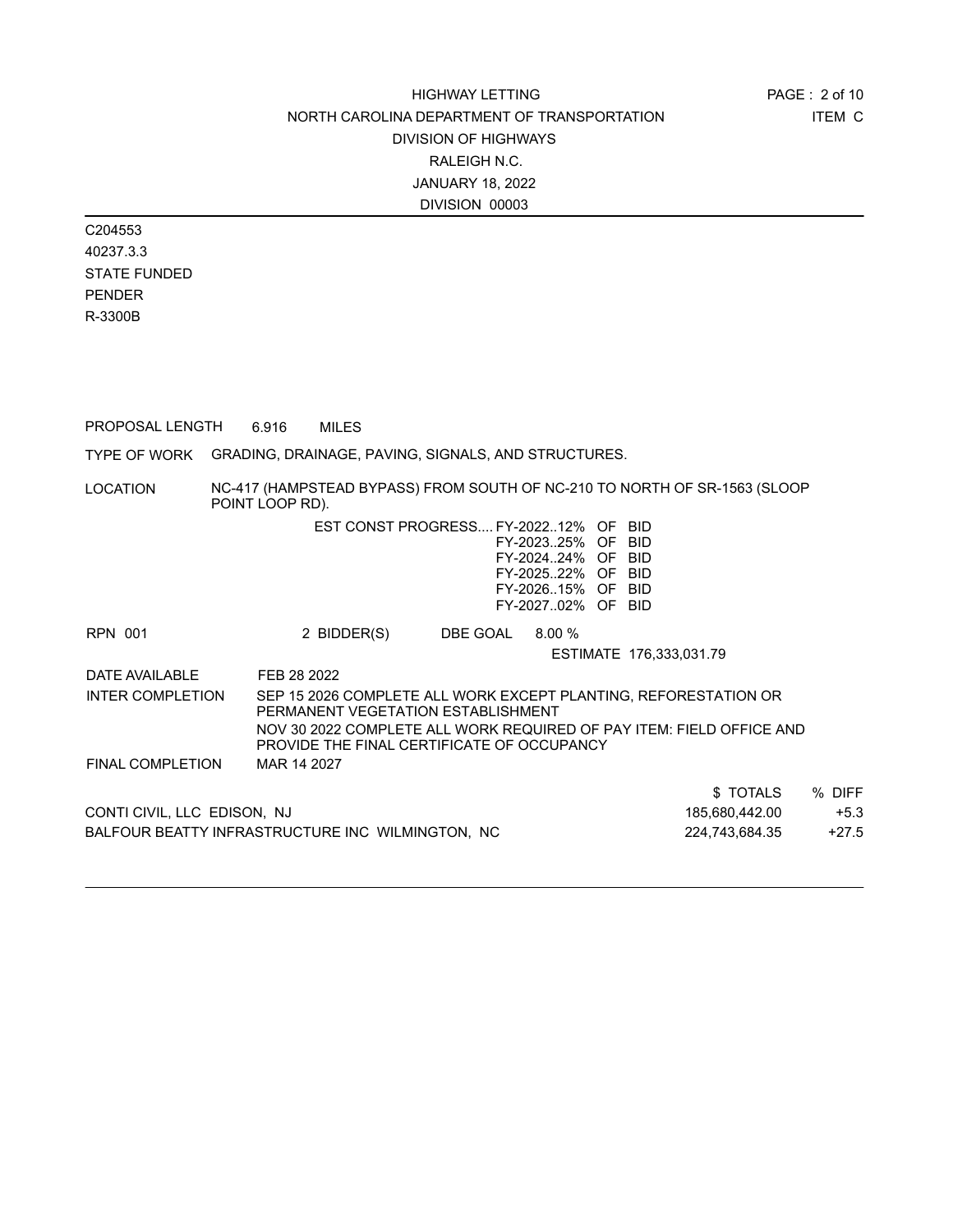HIGHWAY LETTING
NORTH CAROLINA DEPARTMENT OF TRANSPORTATION
DIVISION OF HIGHWAYS
RALEIGH N.C.
JANUARY 18, 2022
DIVISION 00003

ITEM C

C204553
40237.3.3
STATE FUNDED
PENDER
R-3300B

PROPOSAL LENGTH 6.916 MILES

TYPE OF WORK GRADING, DRAINAGE, PAVING, SIGNALS, AND STRUCTURES.

LOCATION NC-417 (HAMPSTEAD BYPASS) FROM SOUTH OF NC-210 TO NORTH OF SR-1563 (SLOOP POINT LOOP RD).

EST CONST PROGRESS.... FY-2022..12% OF BID
FY-2023..25% OF BID
FY-2024..24% OF BID
FY-2025..22% OF BID
FY-2026..15% OF BID
FY-2027..02% OF BID

RPN 001 2 BIDDER(S) DBE GOAL 8.00 %

ESTIMATE 176,333,031.79

DATE AVAILABLE FEB 28 2022

INTER COMPLETION SEP 15 2026 COMPLETE ALL WORK EXCEPT PLANTING, REFORESTATION OR PERMANENT VEGETATION ESTABLISHMENT

NOV 30 2022 COMPLETE ALL WORK REQUIRED OF PAY ITEM: FIELD OFFICE AND PROVIDE THE FINAL CERTIFICATE OF OCCUPANCY

FINAL COMPLETION MAR 14 2027

| | $ TOTALS | % DIFF |
|---|---|---|
| CONTI CIVIL, LLC EDISON, NJ | 185,680,442.00 | +5.3 |
| BALFOUR BEATTY INFRASTRUCTURE INC WILMINGTON, NC | 224,743,684.35 | +27.5 |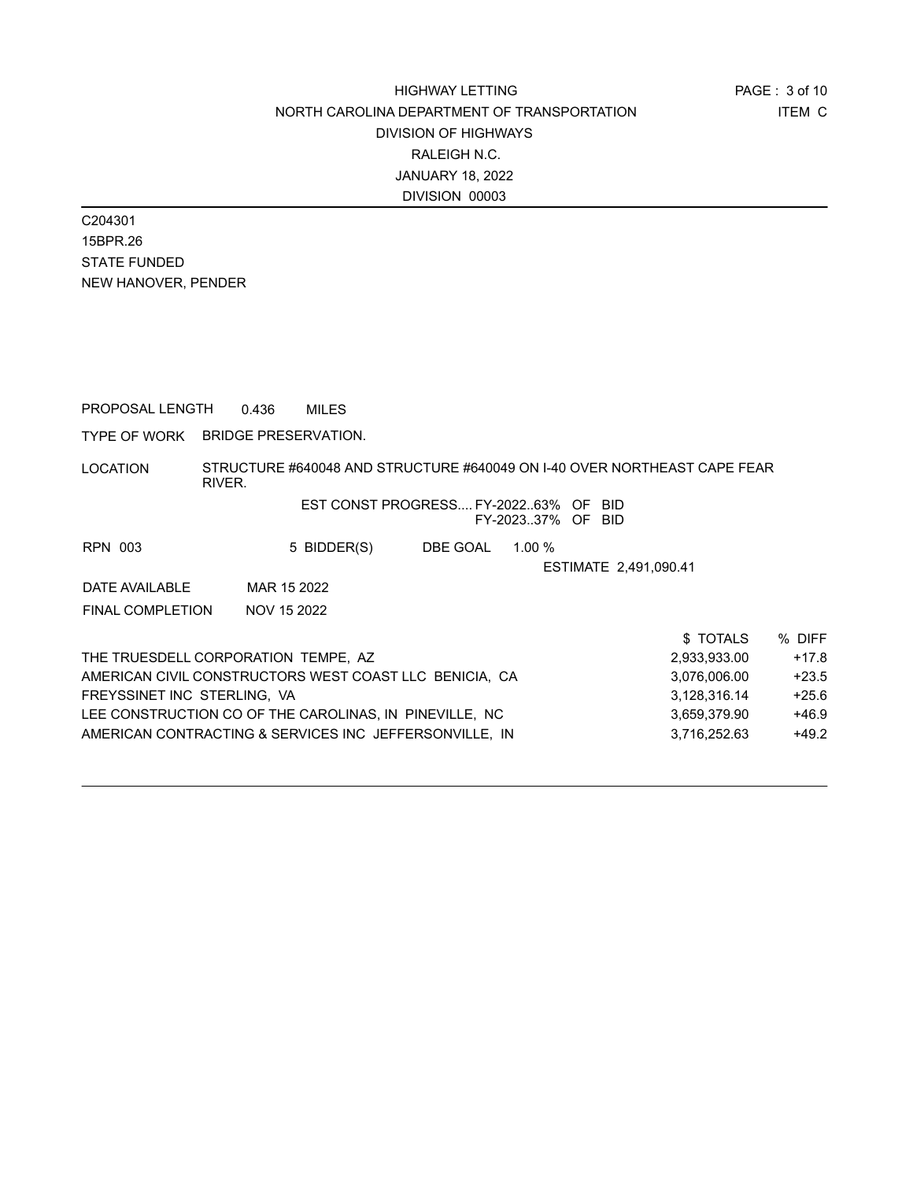HIGHWAY LETTING
NORTH CAROLINA DEPARTMENT OF TRANSPORTATION
DIVISION OF HIGHWAYS
RALEIGH N.C.
JANUARY 18, 2022
DIVISION 00003

ITEM C

C204301
15BPR.26
STATE FUNDED
NEW HANOVER, PENDER

PROPOSAL LENGTH 0.436 MILES

TYPE OF WORK BRIDGE PRESERVATION.

LOCATION STRUCTURE #640048 AND STRUCTURE #640049 ON I-40 OVER NORTHEAST CAPE FEAR RIVER.

EST CONST PROGRESS.... FY-2022..63% OF BID
FY-2023..37% OF BID

RPN 003 5 BIDDER(S) DBE GOAL 1.00 %

ESTIMATE 2,491,090.41

DATE AVAILABLE MAR 15 2022

FINAL COMPLETION NOV 15 2022

| | $ TOTALS | % DIFF |
|---|---|---|
| THE TRUESDELL CORPORATION TEMPE, AZ | 2,933,933.00 | +17.8 |
| AMERICAN CIVIL CONSTRUCTORS WEST COAST LLC BENICIA, CA | 3,076,006.00 | +23.5 |
| FREYSSINET INC STERLING, VA | 3,128,316.14 | +25.6 |
| LEE CONSTRUCTION CO OF THE CAROLINAS, IN PINEVILLE, NC | 3,659,379.90 | +46.9 |
| AMERICAN CONTRACTING & SERVICES INC JEFFERSONVILLE, IN | 3,716,252.63 | +49.2 |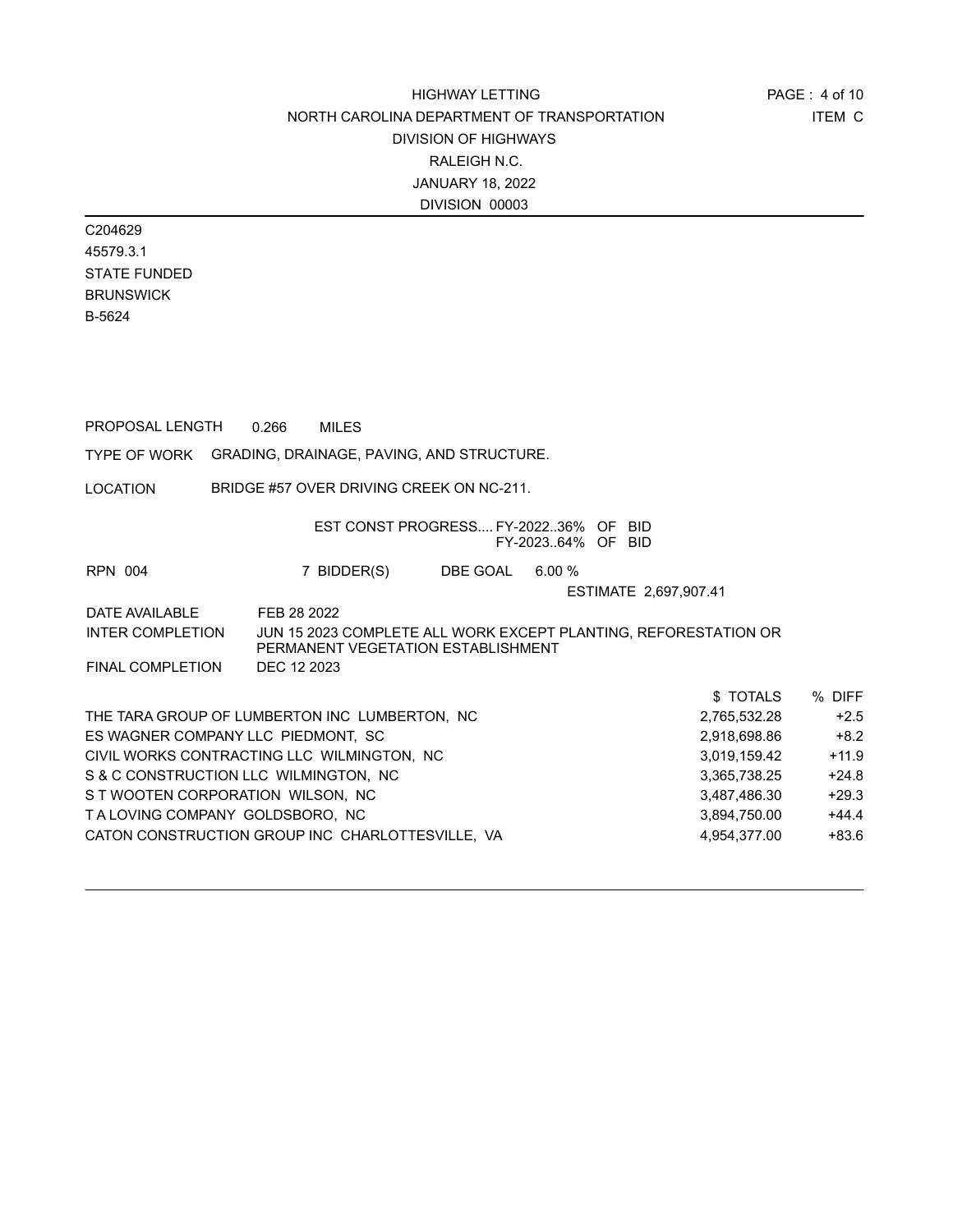HIGHWAY LETTING
NORTH CAROLINA DEPARTMENT OF TRANSPORTATION
DIVISION OF HIGHWAYS
RALEIGH N.C.
JANUARY 18, 2022
DIVISION 00003

ITEM C

C204629
45579.3.1
STATE FUNDED
BRUNSWICK
B-5624

PROPOSAL LENGTH 0.266 MILES

TYPE OF WORK GRADING, DRAINAGE, PAVING, AND STRUCTURE.

LOCATION BRIDGE #57 OVER DRIVING CREEK ON NC-211.

EST CONST PROGRESS.... FY-2022..36% OF BID
FY-2023..64% OF BID

RPN 004 7 BIDDER(S) DBE GOAL 6.00 %

ESTIMATE 2,697,907.41

DATE AVAILABLE FEB 28 2022
INTER COMPLETION JUN 15 2023 COMPLETE ALL WORK EXCEPT PLANTING, REFORESTATION OR PERMANENT VEGETATION ESTABLISHMENT
FINAL COMPLETION DEC 12 2023

| | $ TOTALS | % DIFF |
|---|---|---|
| THE TARA GROUP OF LUMBERTON INC LUMBERTON, NC | 2,765,532.28 | +2.5 |
| ES WAGNER COMPANY LLC PIEDMONT, SC | 2,918,698.86 | +8.2 |
| CIVIL WORKS CONTRACTING LLC WILMINGTON, NC | 3,019,159.42 | +11.9 |
| S & C CONSTRUCTION LLC WILMINGTON, NC | 3,365,738.25 | +24.8 |
| S T WOOTEN CORPORATION WILSON, NC | 3,487,486.30 | +29.3 |
| T A LOVING COMPANY GOLDSBORO, NC | 3,894,750.00 | +44.4 |
| CATON CONSTRUCTION GROUP INC CHARLOTTESVILLE, VA | 4,954,377.00 | +83.6 |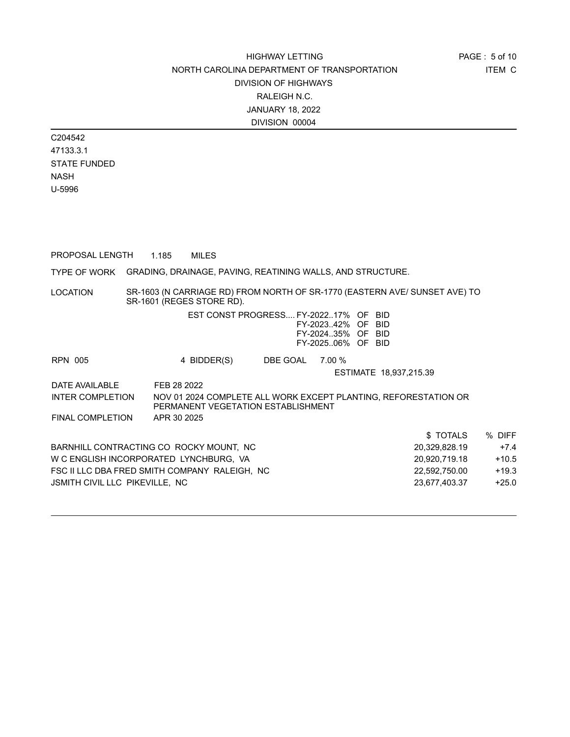HIGHWAY LETTING
NORTH CAROLINA DEPARTMENT OF TRANSPORTATION
DIVISION OF HIGHWAYS
RALEIGH N.C.
JANUARY 18, 2022
DIVISION 00004

ITEM C

C204542
47133.3.1
STATE FUNDED
NASH
U-5996

PROPOSAL LENGTH 1.185 MILES

TYPE OF WORK GRADING, DRAINAGE, PAVING, REATINING WALLS, AND STRUCTURE.

LOCATION SR-1603 (N CARRIAGE RD) FROM NORTH OF SR-1770 (EASTERN AVE/ SUNSET AVE) TO SR-1601 (REGES STORE RD).

EST CONST PROGRESS.... FY-2022..17% OF BID
FY-2023..42% OF BID
FY-2024..35% OF BID
FY-2025..06% OF BID

RPN 005 4 BIDDER(S) DBE GOAL 7.00 %

ESTIMATE 18,937,215.39

DATE AVAILABLE FEB 28 2022

INTER COMPLETION NOV 01 2024 COMPLETE ALL WORK EXCEPT PLANTING, REFORESTATION OR PERMANENT VEGETATION ESTABLISHMENT

FINAL COMPLETION APR 30 2025

| | $ TOTALS | % DIFF |
|---|---|---|
| BARNHILL CONTRACTING CO ROCKY MOUNT, NC | 20,329,828.19 | +7.4 |
| W C ENGLISH INCORPORATED LYNCHBURG, VA | 20,920,719.18 | +10.5 |
| FSC II LLC DBA FRED SMITH COMPANY RALEIGH, NC | 22,592,750.00 | +19.3 |
| JSMITH CIVIL LLC PIKEVILLE, NC | 23,677,403.37 | +25.0 |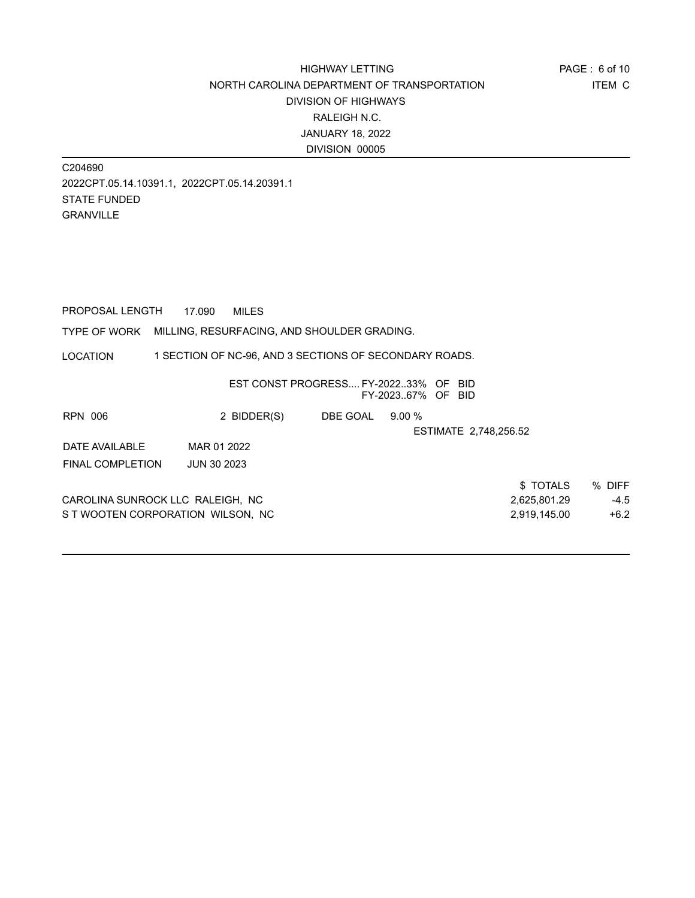HIGHWAY LETTING
NORTH CAROLINA DEPARTMENT OF TRANSPORTATION
DIVISION OF HIGHWAYS
RALEIGH N.C.
JANUARY 18, 2022
DIVISION 00005

ITEM C

C204690
2022CPT.05.14.10391.1, 2022CPT.05.14.20391.1
STATE FUNDED
GRANVILLE

PROPOSAL LENGTH 17.090 MILES

TYPE OF WORK MILLING, RESURFACING, AND SHOULDER GRADING.

LOCATION 1 SECTION OF NC-96, AND 3 SECTIONS OF SECONDARY ROADS.

EST CONST PROGRESS.... FY-2022..33% OF BID
FY-2023..67% OF BID

RPN 006 2 BIDDER(S) DBE GOAL 9.00 %

ESTIMATE 2,748,256.52

DATE AVAILABLE MAR 01 2022

FINAL COMPLETION JUN 30 2023

| | $ TOTALS | % DIFF |
|---|---|---|
| CAROLINA SUNROCK LLC RALEIGH, NC | 2,625,801.29 | -4.5 |
| S T WOOTEN CORPORATION WILSON, NC | 2,919,145.00 | +6.2 |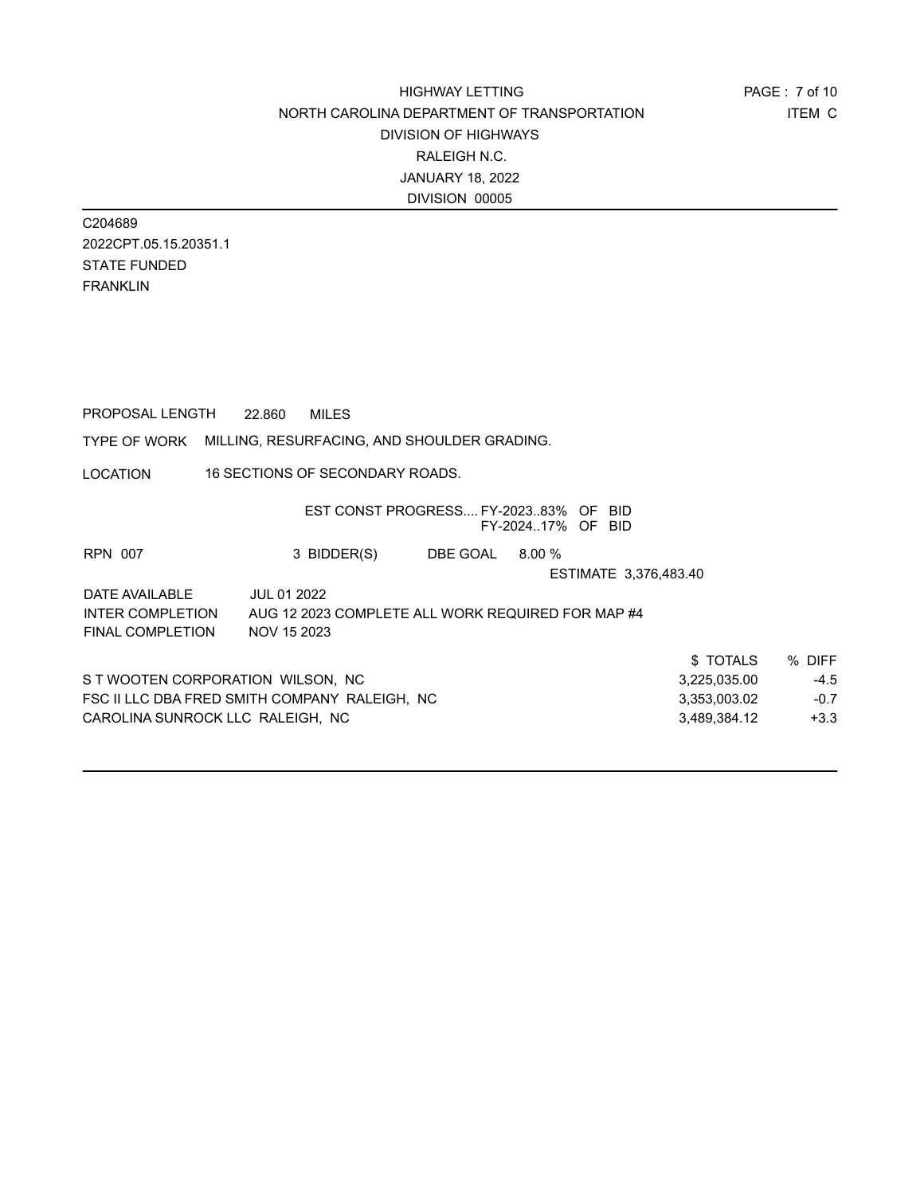HIGHWAY LETTING
NORTH CAROLINA DEPARTMENT OF TRANSPORTATION
DIVISION OF HIGHWAYS
RALEIGH N.C.
JANUARY 18, 2022
DIVISION 00005

ITEM C

C204689
2022CPT.05.15.20351.1
STATE FUNDED
FRANKLIN

PROPOSAL LENGTH 22.860 MILES

TYPE OF WORK MILLING, RESURFACING, AND SHOULDER GRADING.

LOCATION 16 SECTIONS OF SECONDARY ROADS.

EST CONST PROGRESS.... FY-2023..83% OF BID
FY-2024..17% OF BID

RPN 007 3 BIDDER(S) DBE GOAL 8.00 %

ESTIMATE 3,376,483.40

DATE AVAILABLE JUL 01 2022
INTER COMPLETION AUG 12 2023 COMPLETE ALL WORK REQUIRED FOR MAP #4
FINAL COMPLETION NOV 15 2023

| | $ TOTALS | % DIFF |
|---|---|---|
| S T WOOTEN CORPORATION WILSON, NC | 3,225,035.00 | -4.5 |
| FSC II LLC DBA FRED SMITH COMPANY RALEIGH, NC | 3,353,003.02 | -0.7 |
| CAROLINA SUNROCK LLC RALEIGH, NC | 3,489,384.12 | +3.3 |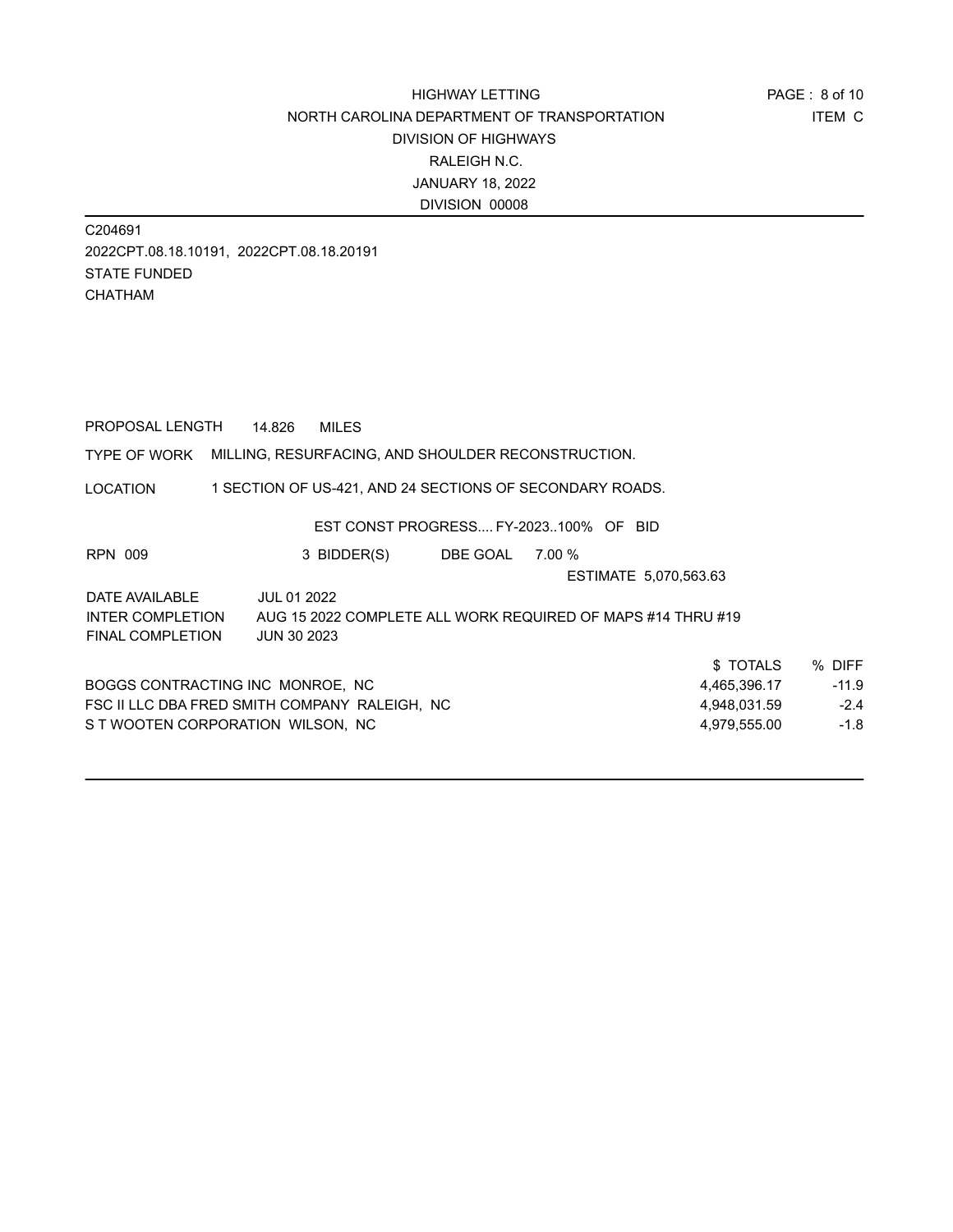HIGHWAY LETTING
NORTH CAROLINA DEPARTMENT OF TRANSPORTATION
DIVISION OF HIGHWAYS
RALEIGH N.C.
JANUARY 18, 2022
DIVISION 00008

ITEM C

C204691
2022CPT.08.18.10191, 2022CPT.08.18.20191
STATE FUNDED
CHATHAM

PROPOSAL LENGTH 14.826 MILES

TYPE OF WORK MILLING, RESURFACING, AND SHOULDER RECONSTRUCTION.

LOCATION 1 SECTION OF US-421, AND 24 SECTIONS OF SECONDARY ROADS.

EST CONST PROGRESS.... FY-2023..100% OF BID

RPN 009 | 3 BIDDER(S) | DBE GOAL 7.00 %

ESTIMATE 5,070,563.63

DATE AVAILABLE JUL 01 2022
INTER COMPLETION AUG 15 2022 COMPLETE ALL WORK REQUIRED OF MAPS #14 THRU #19
FINAL COMPLETION JUN 30 2023

| | $ TOTALS | % DIFF |
|---|---|---|
| BOGGS CONTRACTING INC MONROE, NC | 4,465,396.17 | -11.9 |
| FSC II LLC DBA FRED SMITH COMPANY RALEIGH, NC | 4,948,031.59 | -2.4 |
| S T WOOTEN CORPORATION WILSON, NC | 4,979,555.00 | -1.8 |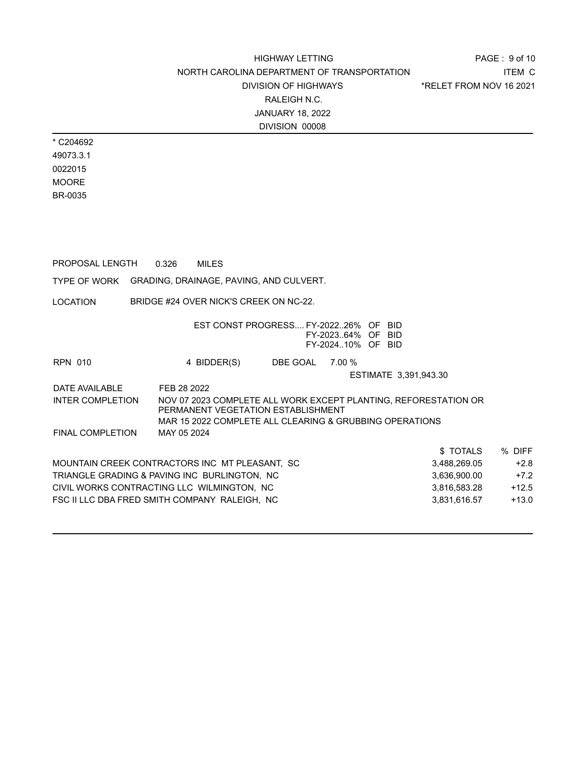HIGHWAY LETTING
NORTH CAROLINA DEPARTMENT OF TRANSPORTATION
DIVISION OF HIGHWAYS
RALEIGH N.C.
JANUARY 18, 2022
DIVISION 00008

ITEM C
*RELET FROM NOV 16 2021

* C204692
49073.3.1
0022015
MOORE
BR-0035

PROPOSAL LENGTH 0.326 MILES

TYPE OF WORK GRADING, DRAINAGE, PAVING, AND CULVERT.

LOCATION BRIDGE #24 OVER NICK'S CREEK ON NC-22.

EST CONST PROGRESS.... FY-2022..26% OF BID
FY-2023..64% OF BID
FY-2024..10% OF BID

RPN 010 4 BIDDER(S) DBE GOAL 7.00 %

ESTIMATE 3,391,943.30

DATE AVAILABLE FEB 28 2022

INTER COMPLETION NOV 07 2023 COMPLETE ALL WORK EXCEPT PLANTING, REFORESTATION OR PERMANENT VEGETATION ESTABLISHMENT
MAR 15 2022 COMPLETE ALL CLEARING & GRUBBING OPERATIONS

FINAL COMPLETION MAY 05 2024

| | $ TOTALS | % DIFF |
|---|---|---|
| MOUNTAIN CREEK CONTRACTORS INC MT PLEASANT, SC | 3,488,269.05 | +2.8 |
| TRIANGLE GRADING & PAVING INC BURLINGTON, NC | 3,636,900.00 | +7.2 |
| CIVIL WORKS CONTRACTING LLC WILMINGTON, NC | 3,816,583.28 | +12.5 |
| FSC II LLC DBA FRED SMITH COMPANY RALEIGH, NC | 3,831,616.57 | +13.0 |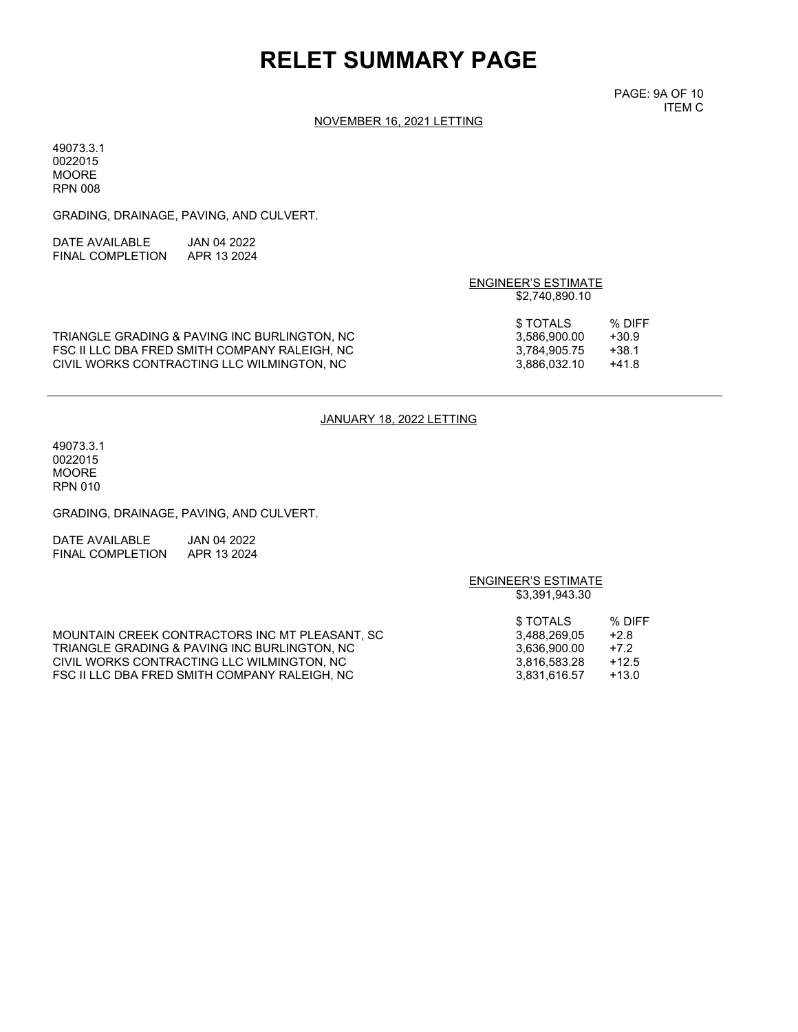# RELET SUMMARY PAGE

PAGE: 9A OF 10
ITEM C

NOVEMBER 16, 2021 LETTING

49073.3.1
0022015
MOORE
RPN 008

GRADING, DRAINAGE, PAVING, AND CULVERT.

DATE AVAILABLE JAN 04 2022
FINAL COMPLETION APR 13 2024

ENGINEER'S ESTIMATE
$2,740,890.10

| | $ TOTALS | % DIFF |
|---|---|---|
| TRIANGLE GRADING & PAVING INC BURLINGTON, NC | 3,586,900.00 | +30.9 |
| FSC II LLC DBA FRED SMITH COMPANY RALEIGH, NC | 3,784,905.75 | +38.1 |
| CIVIL WORKS CONTRACTING LLC WILMINGTON, NC | 3,886,032.10 | +41.8 |

---

JANUARY 18, 2022 LETTING

49073.3.1
0022015
MOORE
RPN 010

GRADING, DRAINAGE, PAVING, AND CULVERT.

DATE AVAILABLE JAN 04 2022
FINAL COMPLETION APR 13 2024

ENGINEER'S ESTIMATE
$3,391,943.30

| | $ TOTALS | % DIFF |
|---|---|---|
| MOUNTAIN CREEK CONTRACTORS INC MT PLEASANT, SC | 3,488,269,05 | +2.8 |
| TRIANGLE GRADING & PAVING INC BURLINGTON, NC | 3,636,900.00 | +7.2 |
| CIVIL WORKS CONTRACTING LLC WILMINGTON, NC | 3,816,583.28 | +12.5 |
| FSC II LLC DBA FRED SMITH COMPANY RALEIGH, NC | 3,831,616.57 | +13.0 |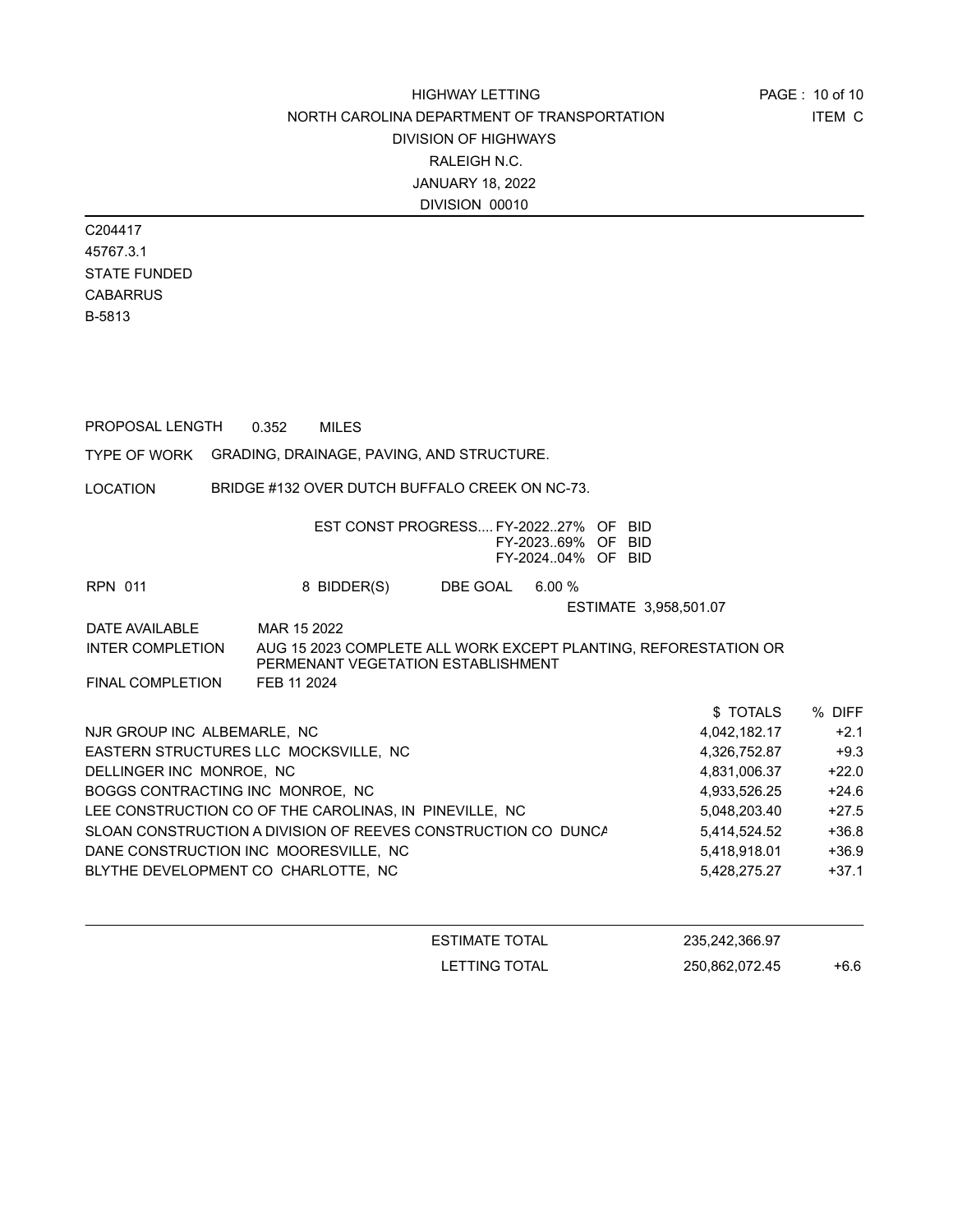HIGHWAY LETTING
NORTH CAROLINA DEPARTMENT OF TRANSPORTATION
DIVISION OF HIGHWAYS
RALEIGH N.C.
JANUARY 18, 2022
DIVISION 00010

ITEM C

C204417
45767.3.1
STATE FUNDED
CABARRUS
B-5813

PROPOSAL LENGTH 0.352 MILES

TYPE OF WORK GRADING, DRAINAGE, PAVING, AND STRUCTURE.

LOCATION BRIDGE #132 OVER DUTCH BUFFALO CREEK ON NC-73.

EST CONST PROGRESS.... FY-2022..27% OF BID
FY-2023..69% OF BID
FY-2024..04% OF BID

RPN 011 8 BIDDER(S) DBE GOAL 6.00 %

ESTIMATE 3,958,501.07

DATE AVAILABLE MAR 15 2022

INTER COMPLETION AUG 15 2023 COMPLETE ALL WORK EXCEPT PLANTING, REFORESTATION OR PERMENANT VEGETATION ESTABLISHMENT

FINAL COMPLETION FEB 11 2024

| | $ TOTALS | % DIFF |
|---|---|---|
| NJR GROUP INC ALBEMARLE, NC | 4,042,182.17 | +2.1 |
| EASTERN STRUCTURES LLC MOCKSVILLE, NC | 4,326,752.87 | +9.3 |
| DELLINGER INC MONROE, NC | 4,831,006.37 | +22.0 |
| BOGGS CONTRACTING INC MONROE, NC | 4,933,526.25 | +24.6 |
| LEE CONSTRUCTION CO OF THE CAROLINAS, IN PINEVILLE, NC | 5,048,203.40 | +27.5 |
| SLOAN CONSTRUCTION A DIVISION OF REEVES CONSTRUCTION CO DUNCA | 5,414,524.52 | +36.8 |
| DANE CONSTRUCTION INC MOORESVILLE, NC | 5,418,918.01 | +36.9 |
| BLYTHE DEVELOPMENT CO CHARLOTTE, NC | 5,428,275.27 | +37.1 |

| | | |
|---|---|---|
| ESTIMATE TOTAL | 235,242,366.97 | |
| LETTING TOTAL | 250,862,072.45 | +6.6 |